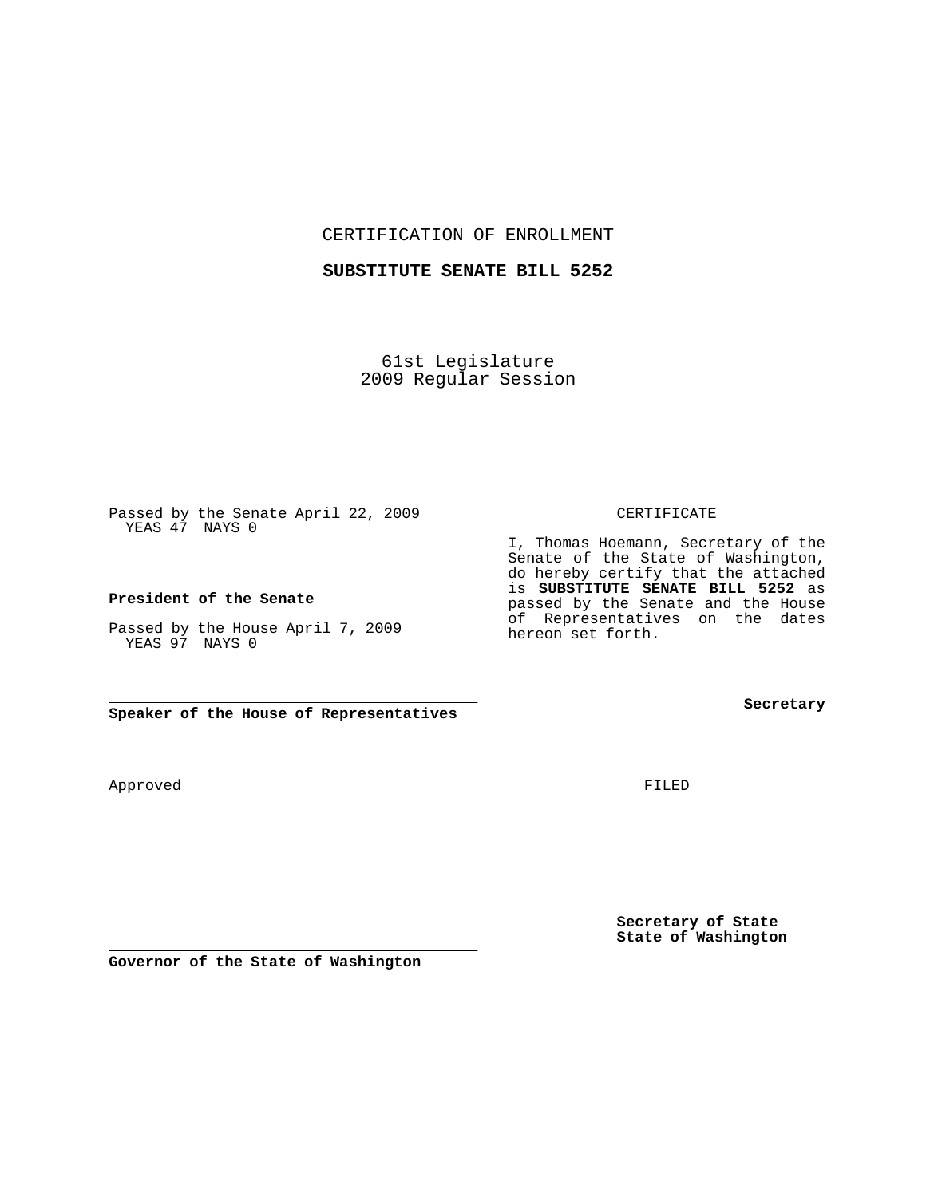CERTIFICATION OF ENROLLMENT

**SUBSTITUTE SENATE BILL 5252**

61st Legislature
2009 Regular Session

Passed by the Senate April 22, 2009
YEAS 47 NAYS 0

**President of the Senate**

Passed by the House April 7, 2009
YEAS 97 NAYS 0

**Speaker of the House of Representatives**

CERTIFICATE

I, Thomas Hoemann, Secretary of the Senate of the State of Washington, do hereby certify that the attached is **SUBSTITUTE SENATE BILL 5252** as passed by the Senate and the House of Representatives on the dates hereon set forth.

**Secretary**

Approved

FILED

**Secretary of State**
**State of Washington**

**Governor of the State of Washington**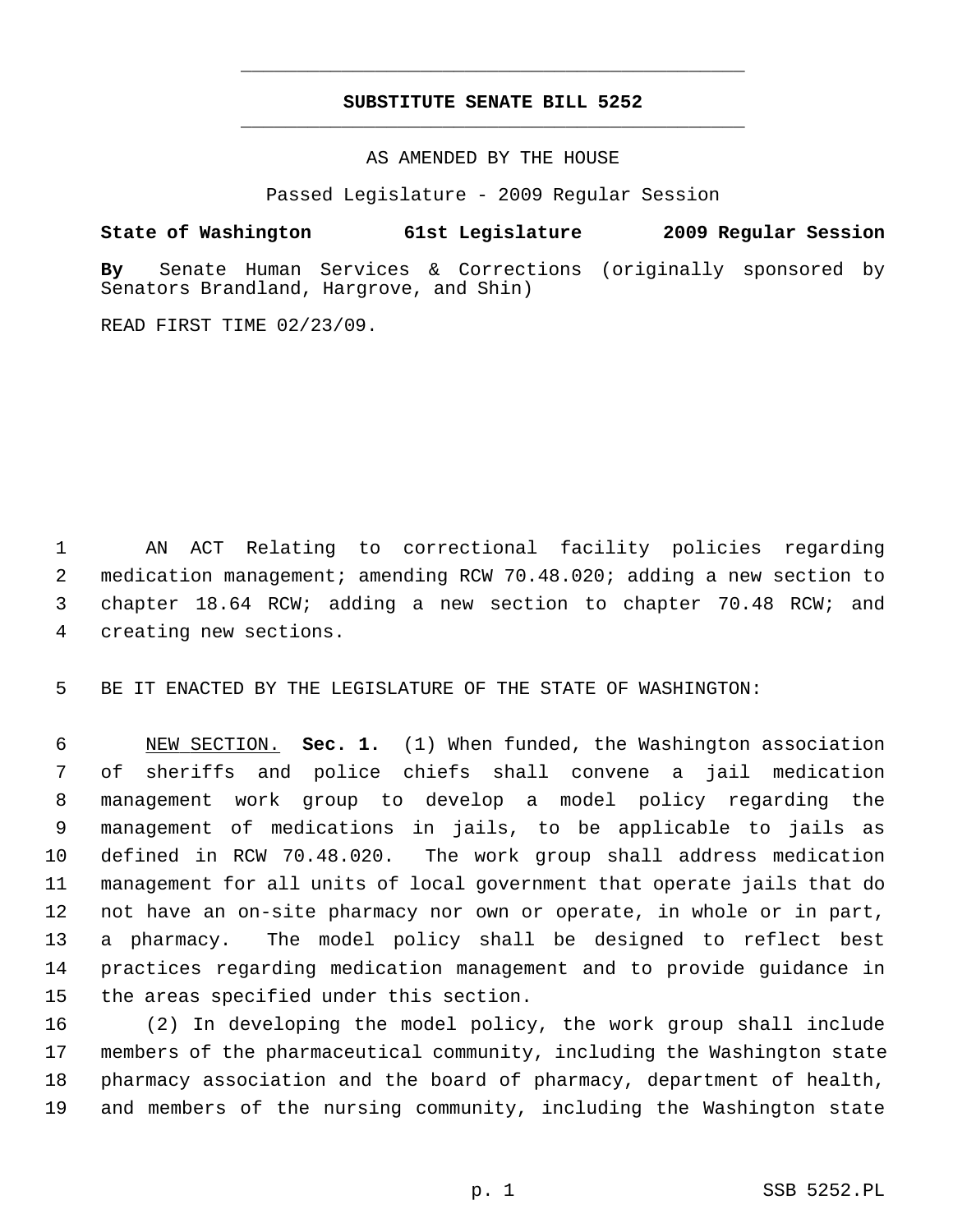# SUBSTITUTE SENATE BILL 5252

AS AMENDED BY THE HOUSE

Passed Legislature - 2009 Regular Session

**State of Washington 61st Legislature 2009 Regular Session**

**By** Senate Human Services & Corrections (originally sponsored by Senators Brandland, Hargrove, and Shin)

READ FIRST TIME 02/23/09.

AN ACT Relating to correctional facility policies regarding medication management; amending RCW 70.48.020; adding a new section to chapter 18.64 RCW; adding a new section to chapter 70.48 RCW; and creating new sections.

BE IT ENACTED BY THE LEGISLATURE OF THE STATE OF WASHINGTON:

NEW SECTION. **Sec. 1.** (1) When funded, the Washington association of sheriffs and police chiefs shall convene a jail medication management work group to develop a model policy regarding the management of medications in jails, to be applicable to jails as defined in RCW 70.48.020. The work group shall address medication management for all units of local government that operate jails that do not have an on-site pharmacy nor own or operate, in whole or in part, a pharmacy. The model policy shall be designed to reflect best practices regarding medication management and to provide guidance in the areas specified under this section.

(2) In developing the model policy, the work group shall include members of the pharmaceutical community, including the Washington state pharmacy association and the board of pharmacy, department of health, and members of the nursing community, including the Washington state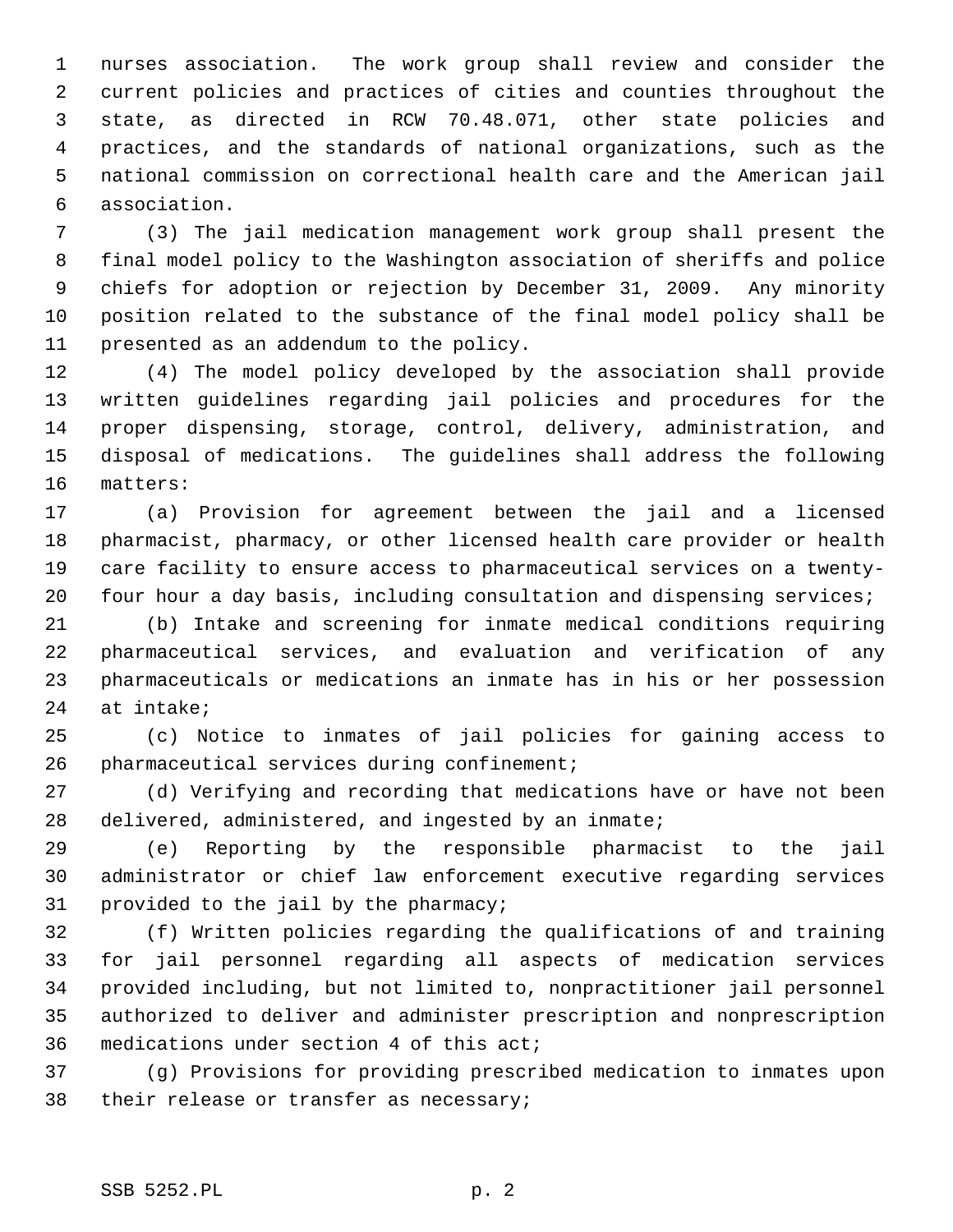nurses association. The work group shall review and consider the current policies and practices of cities and counties throughout the state, as directed in RCW 70.48.071, other state policies and practices, and the standards of national organizations, such as the national commission on correctional health care and the American jail association.

(3) The jail medication management work group shall present the final model policy to the Washington association of sheriffs and police chiefs for adoption or rejection by December 31, 2009. Any minority position related to the substance of the final model policy shall be presented as an addendum to the policy.

(4) The model policy developed by the association shall provide written guidelines regarding jail policies and procedures for the proper dispensing, storage, control, delivery, administration, and disposal of medications. The guidelines shall address the following matters:

(a) Provision for agreement between the jail and a licensed pharmacist, pharmacy, or other licensed health care provider or health care facility to ensure access to pharmaceutical services on a twenty-four hour a day basis, including consultation and dispensing services;

(b) Intake and screening for inmate medical conditions requiring pharmaceutical services, and evaluation and verification of any pharmaceuticals or medications an inmate has in his or her possession at intake;

(c) Notice to inmates of jail policies for gaining access to pharmaceutical services during confinement;

(d) Verifying and recording that medications have or have not been delivered, administered, and ingested by an inmate;

(e) Reporting by the responsible pharmacist to the jail administrator or chief law enforcement executive regarding services provided to the jail by the pharmacy;

(f) Written policies regarding the qualifications of and training for jail personnel regarding all aspects of medication services provided including, but not limited to, nonpractitioner jail personnel authorized to deliver and administer prescription and nonprescription medications under section 4 of this act;

(g) Provisions for providing prescribed medication to inmates upon their release or transfer as necessary;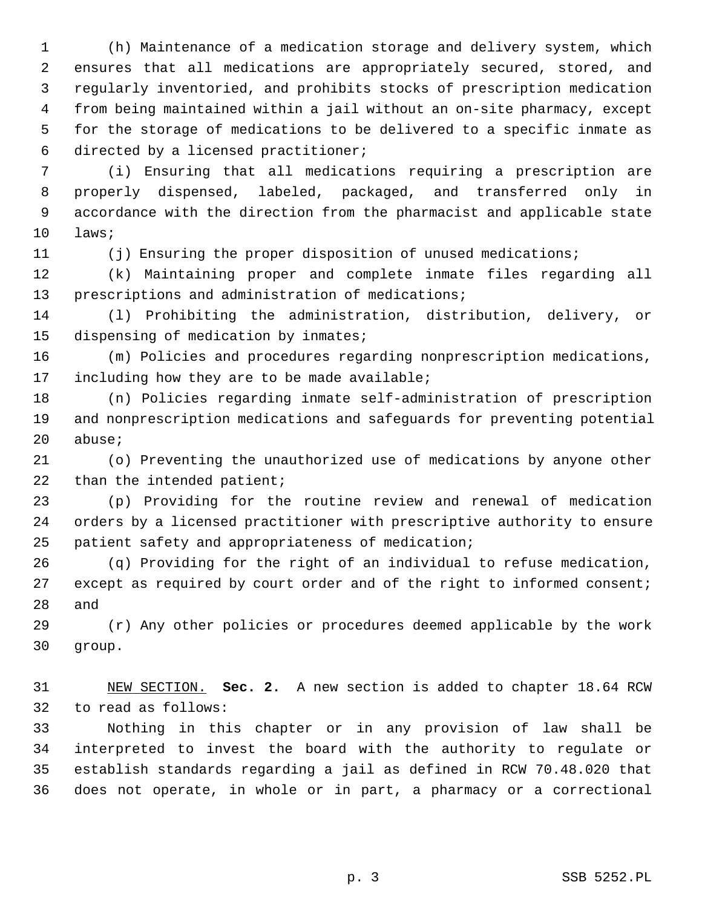(h) Maintenance of a medication storage and delivery system, which ensures that all medications are appropriately secured, stored, and regularly inventoried, and prohibits stocks of prescription medication from being maintained within a jail without an on-site pharmacy, except for the storage of medications to be delivered to a specific inmate as directed by a licensed practitioner;

(i) Ensuring that all medications requiring a prescription are properly dispensed, labeled, packaged, and transferred only in accordance with the direction from the pharmacist and applicable state laws;

(j) Ensuring the proper disposition of unused medications;

(k) Maintaining proper and complete inmate files regarding all prescriptions and administration of medications;

(l) Prohibiting the administration, distribution, delivery, or dispensing of medication by inmates;

(m) Policies and procedures regarding nonprescription medications, including how they are to be made available;

(n) Policies regarding inmate self-administration of prescription and nonprescription medications and safeguards for preventing potential abuse;

(o) Preventing the unauthorized use of medications by anyone other than the intended patient;

(p) Providing for the routine review and renewal of medication orders by a licensed practitioner with prescriptive authority to ensure patient safety and appropriateness of medication;

(q) Providing for the right of an individual to refuse medication, except as required by court order and of the right to informed consent; and

(r) Any other policies or procedures deemed applicable by the work group.

NEW SECTION. **Sec. 2.** A new section is added to chapter 18.64 RCW to read as follows:

Nothing in this chapter or in any provision of law shall be interpreted to invest the board with the authority to regulate or establish standards regarding a jail as defined in RCW 70.48.020 that does not operate, in whole or in part, a pharmacy or a correctional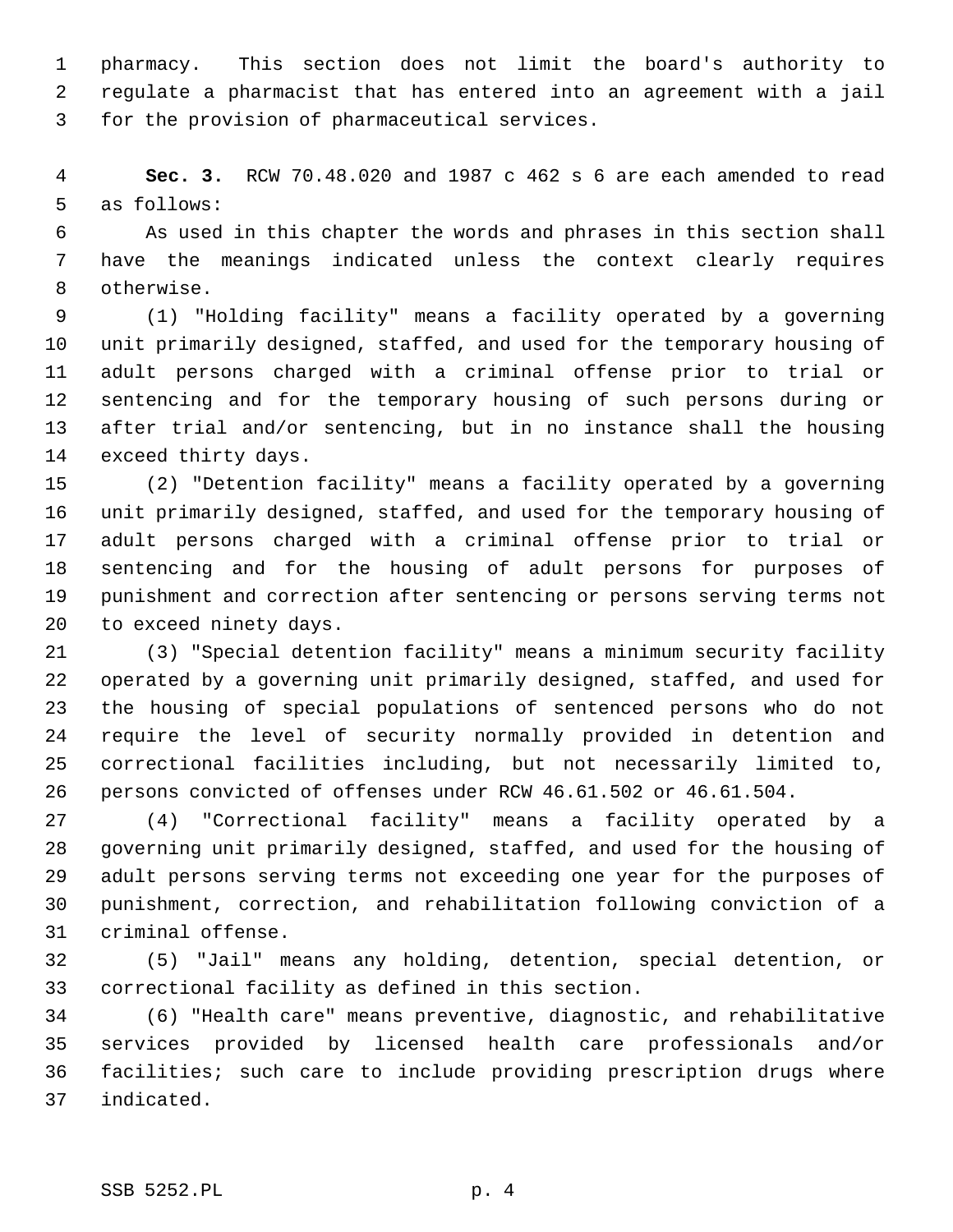pharmacy. This section does not limit the board's authority to regulate a pharmacist that has entered into an agreement with a jail for the provision of pharmaceutical services.

**Sec. 3.** RCW 70.48.020 and 1987 c 462 s 6 are each amended to read as follows:

As used in this chapter the words and phrases in this section shall have the meanings indicated unless the context clearly requires otherwise.

(1) "Holding facility" means a facility operated by a governing unit primarily designed, staffed, and used for the temporary housing of adult persons charged with a criminal offense prior to trial or sentencing and for the temporary housing of such persons during or after trial and/or sentencing, but in no instance shall the housing exceed thirty days.

(2) "Detention facility" means a facility operated by a governing unit primarily designed, staffed, and used for the temporary housing of adult persons charged with a criminal offense prior to trial or sentencing and for the housing of adult persons for purposes of punishment and correction after sentencing or persons serving terms not to exceed ninety days.

(3) "Special detention facility" means a minimum security facility operated by a governing unit primarily designed, staffed, and used for the housing of special populations of sentenced persons who do not require the level of security normally provided in detention and correctional facilities including, but not necessarily limited to, persons convicted of offenses under RCW 46.61.502 or 46.61.504.

(4) "Correctional facility" means a facility operated by a governing unit primarily designed, staffed, and used for the housing of adult persons serving terms not exceeding one year for the purposes of punishment, correction, and rehabilitation following conviction of a criminal offense.

(5) "Jail" means any holding, detention, special detention, or correctional facility as defined in this section.

(6) "Health care" means preventive, diagnostic, and rehabilitative services provided by licensed health care professionals and/or facilities; such care to include providing prescription drugs where indicated.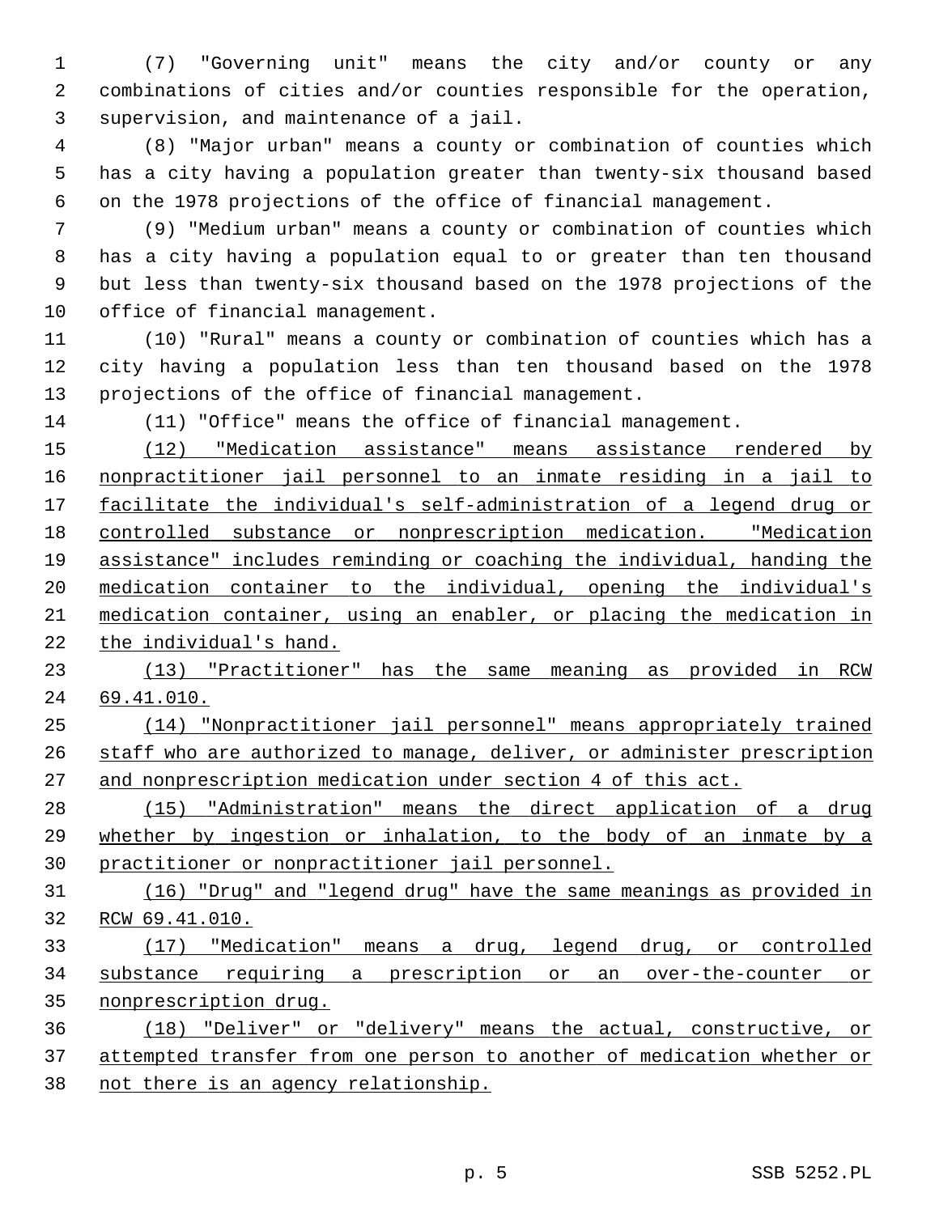(7) "Governing unit" means the city and/or county or any combinations of cities and/or counties responsible for the operation, supervision, and maintenance of a jail.

(8) "Major urban" means a county or combination of counties which has a city having a population greater than twenty-six thousand based on the 1978 projections of the office of financial management.

(9) "Medium urban" means a county or combination of counties which has a city having a population equal to or greater than ten thousand but less than twenty-six thousand based on the 1978 projections of the office of financial management.

(10) "Rural" means a county or combination of counties which has a city having a population less than ten thousand based on the 1978 projections of the office of financial management.

(11) "Office" means the office of financial management.

<u>(12) "Medication assistance" means assistance rendered by nonpractitioner jail personnel to an inmate residing in a jail to facilitate the individual's self-administration of a legend drug or controlled substance or nonprescription medication. "Medication assistance" includes reminding or coaching the individual, handing the medication container to the individual, opening the individual's medication container, using an enabler, or placing the medication in the individual's hand.</u>

<u>(13) "Practitioner" has the same meaning as provided in RCW 69.41.010.</u>

<u>(14) "Nonpractitioner jail personnel" means appropriately trained staff who are authorized to manage, deliver, or administer prescription and nonprescription medication under section 4 of this act.</u>

<u>(15) "Administration" means the direct application of a drug whether by ingestion or inhalation, to the body of an inmate by a practitioner or nonpractitioner jail personnel.</u>

<u>(16) "Drug" and "legend drug" have the same meanings as provided in RCW 69.41.010.</u>

<u>(17) "Medication" means a drug, legend drug, or controlled substance requiring a prescription or an over-the-counter or nonprescription drug.</u>

<u>(18) "Deliver" or "delivery" means the actual, constructive, or attempted transfer from one person to another of medication whether or not there is an agency relationship.</u>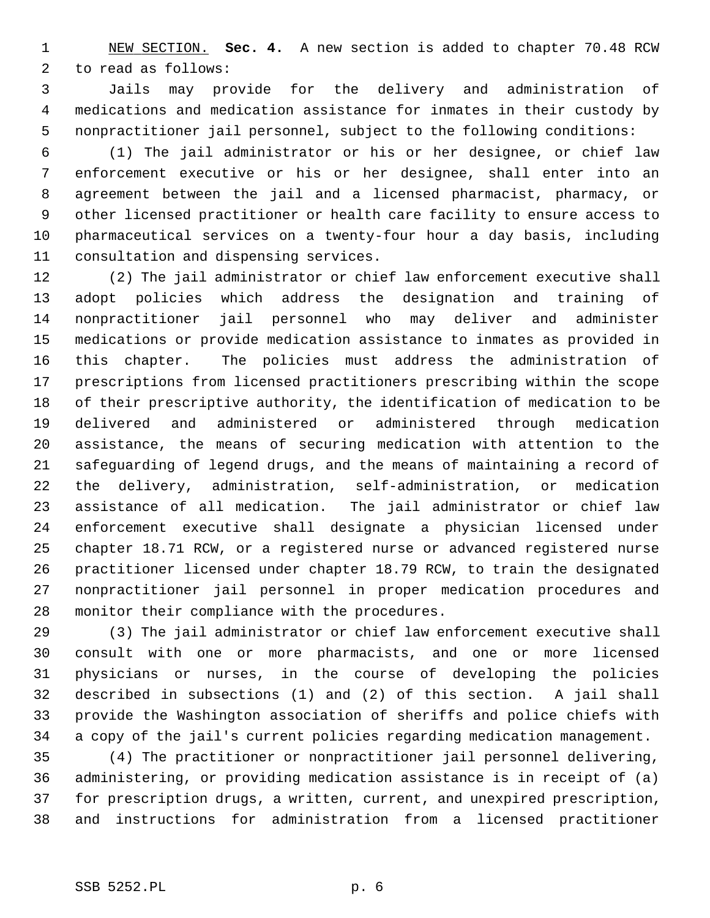NEW SECTION. **Sec. 4.** A new section is added to chapter 70.48 RCW to read as follows:

Jails may provide for the delivery and administration of medications and medication assistance for inmates in their custody by nonpractitioner jail personnel, subject to the following conditions:

(1) The jail administrator or his or her designee, or chief law enforcement executive or his or her designee, shall enter into an agreement between the jail and a licensed pharmacist, pharmacy, or other licensed practitioner or health care facility to ensure access to pharmaceutical services on a twenty-four hour a day basis, including consultation and dispensing services.

(2) The jail administrator or chief law enforcement executive shall adopt policies which address the designation and training of nonpractitioner jail personnel who may deliver and administer medications or provide medication assistance to inmates as provided in this chapter. The policies must address the administration of prescriptions from licensed practitioners prescribing within the scope of their prescriptive authority, the identification of medication to be delivered and administered or administered through medication assistance, the means of securing medication with attention to the safeguarding of legend drugs, and the means of maintaining a record of the delivery, administration, self-administration, or medication assistance of all medication. The jail administrator or chief law enforcement executive shall designate a physician licensed under chapter 18.71 RCW, or a registered nurse or advanced registered nurse practitioner licensed under chapter 18.79 RCW, to train the designated nonpractitioner jail personnel in proper medication procedures and monitor their compliance with the procedures.

(3) The jail administrator or chief law enforcement executive shall consult with one or more pharmacists, and one or more licensed physicians or nurses, in the course of developing the policies described in subsections (1) and (2) of this section. A jail shall provide the Washington association of sheriffs and police chiefs with a copy of the jail's current policies regarding medication management.

(4) The practitioner or nonpractitioner jail personnel delivering, administering, or providing medication assistance is in receipt of (a) for prescription drugs, a written, current, and unexpired prescription, and instructions for administration from a licensed practitioner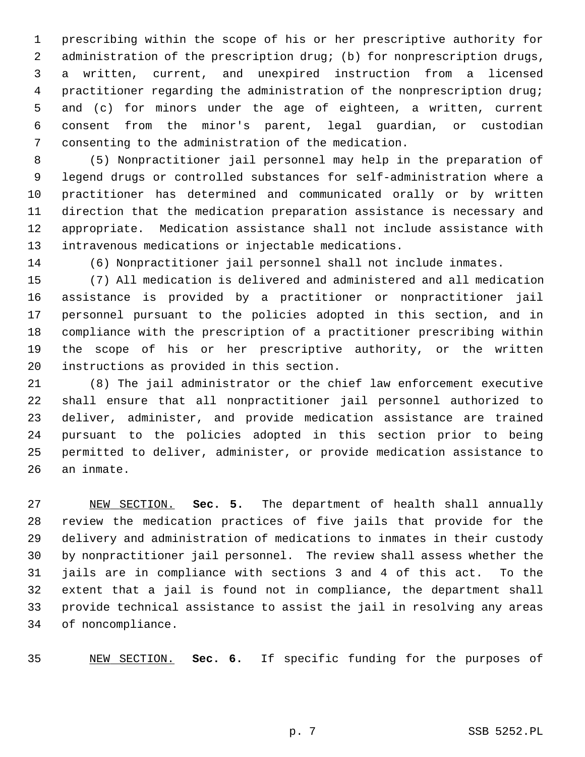prescribing within the scope of his or her prescriptive authority for administration of the prescription drug; (b) for nonprescription drugs, a written, current, and unexpired instruction from a licensed practitioner regarding the administration of the nonprescription drug; and (c) for minors under the age of eighteen, a written, current consent from the minor's parent, legal guardian, or custodian consenting to the administration of the medication.

(5) Nonpractitioner jail personnel may help in the preparation of legend drugs or controlled substances for self-administration where a practitioner has determined and communicated orally or by written direction that the medication preparation assistance is necessary and appropriate. Medication assistance shall not include assistance with intravenous medications or injectable medications.

(6) Nonpractitioner jail personnel shall not include inmates.

(7) All medication is delivered and administered and all medication assistance is provided by a practitioner or nonpractitioner jail personnel pursuant to the policies adopted in this section, and in compliance with the prescription of a practitioner prescribing within the scope of his or her prescriptive authority, or the written instructions as provided in this section.

(8) The jail administrator or the chief law enforcement executive shall ensure that all nonpractitioner jail personnel authorized to deliver, administer, and provide medication assistance are trained pursuant to the policies adopted in this section prior to being permitted to deliver, administer, or provide medication assistance to an inmate.

NEW SECTION. **Sec. 5.** The department of health shall annually review the medication practices of five jails that provide for the delivery and administration of medications to inmates in their custody by nonpractitioner jail personnel. The review shall assess whether the jails are in compliance with sections 3 and 4 of this act. To the extent that a jail is found not in compliance, the department shall provide technical assistance to assist the jail in resolving any areas of noncompliance.

NEW SECTION. **Sec. 6.** If specific funding for the purposes of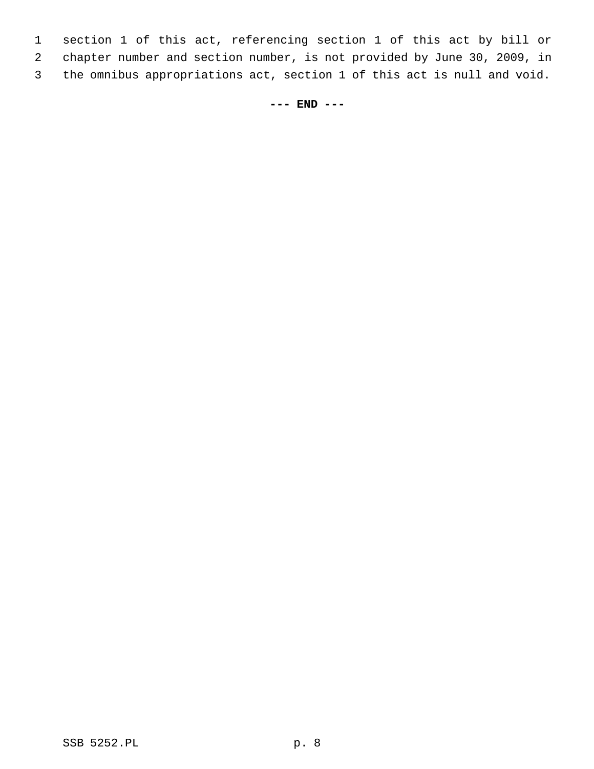section 1 of this act, referencing section 1 of this act by bill or chapter number and section number, is not provided by June 30, 2009, in the omnibus appropriations act, section 1 of this act is null and void.

**--- END ---**